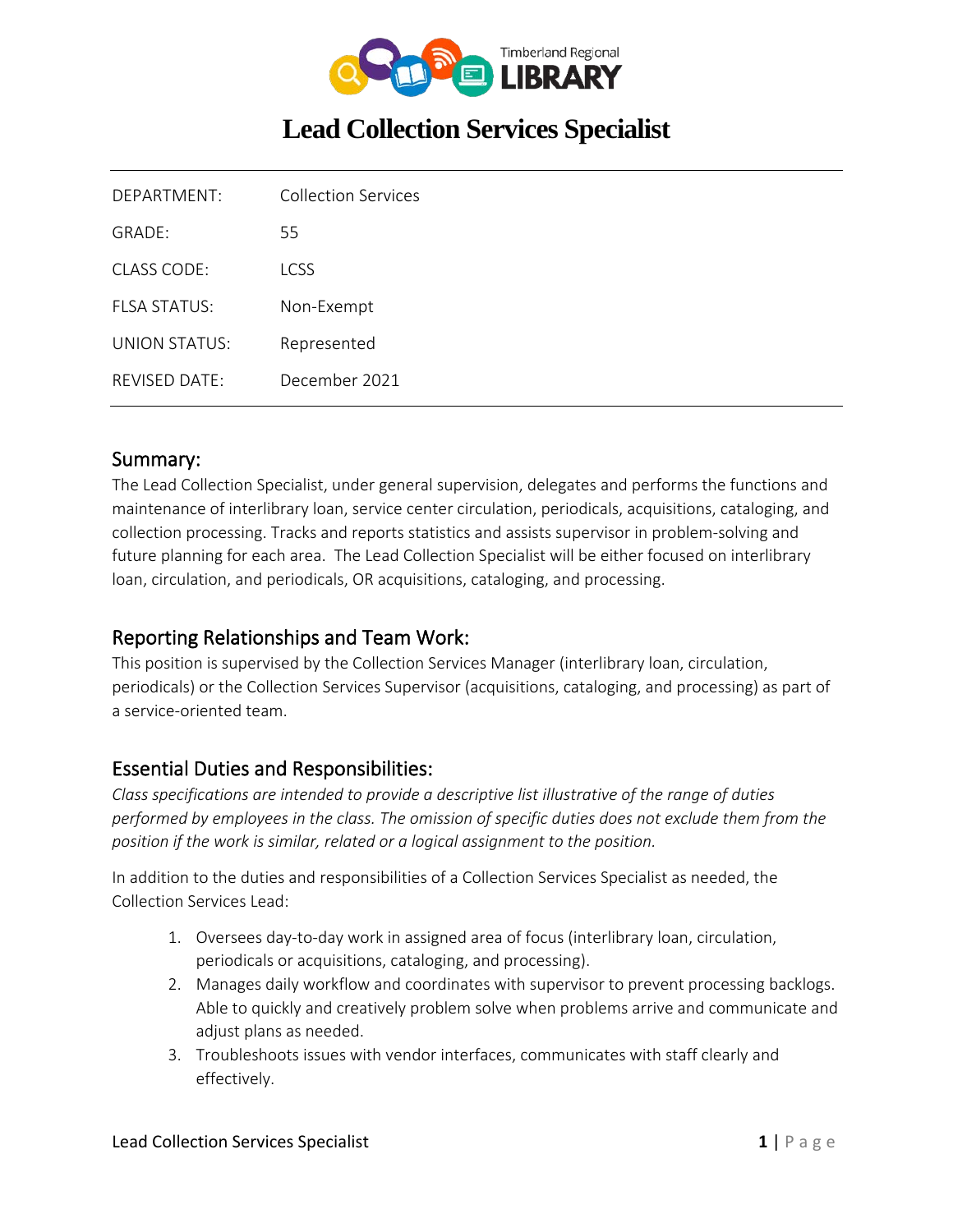# Lead Collection Services Specialist

| | |
|---|---|
| DEPARTMENT: | Collection Services |
| GRADE: | 55 |
| CLASS CODE: | LCSS |
| FLSA STATUS: | Non-Exempt |
| UNION STATUS: | Represented |
| REVISED DATE: | December 2021 |

## Summary:

The Lead Collection Specialist, under general supervision, delegates and performs the functions and maintenance of interlibrary loan, service center circulation, periodicals, acquisitions, cataloging, and collection processing. Tracks and reports statistics and assists supervisor in problem-solving and future planning for each area. The Lead Collection Specialist will be either focused on interlibrary loan, circulation, and periodicals, OR acquisitions, cataloging, and processing.

## Reporting Relationships and Team Work:

This position is supervised by the Collection Services Manager (interlibrary loan, circulation, periodicals) or the Collection Services Supervisor (acquisitions, cataloging, and processing) as part of a service-oriented team.

## Essential Duties and Responsibilities:

*Class specifications are intended to provide a descriptive list illustrative of the range of duties performed by employees in the class. The omission of specific duties does not exclude them from the position if the work is similar, related or a logical assignment to the position.*

In addition to the duties and responsibilities of a Collection Services Specialist as needed, the Collection Services Lead:

1. Oversees day-to-day work in assigned area of focus (interlibrary loan, circulation, periodicals or acquisitions, cataloging, and processing).
2. Manages daily workflow and coordinates with supervisor to prevent processing backlogs. Able to quickly and creatively problem solve when problems arrive and communicate and adjust plans as needed.
3. Troubleshoots issues with vendor interfaces, communicates with staff clearly and effectively.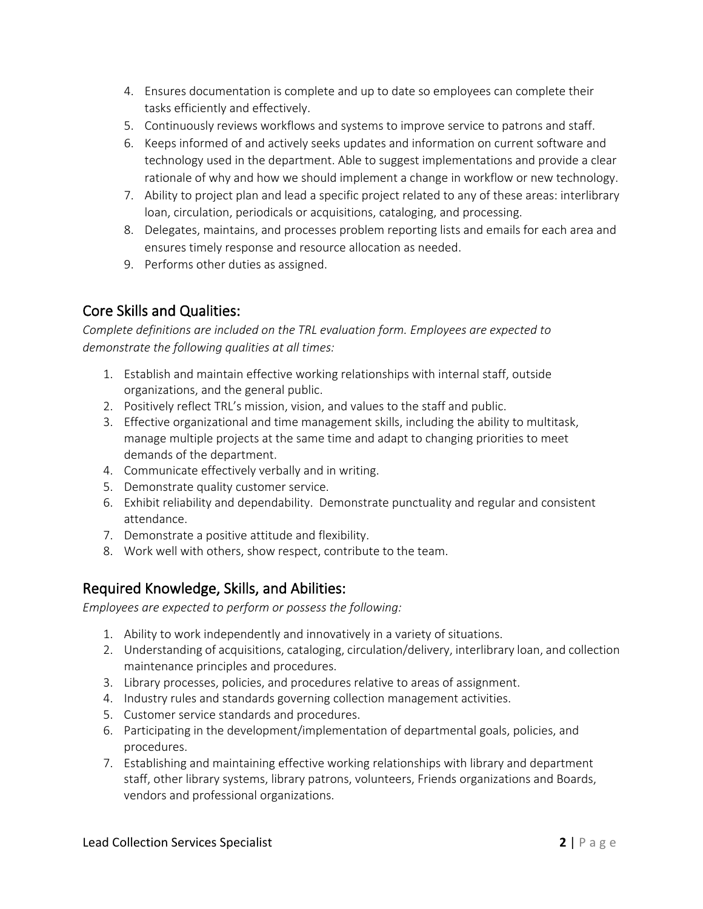4. Ensures documentation is complete and up to date so employees can complete their tasks efficiently and effectively.
5. Continuously reviews workflows and systems to improve service to patrons and staff.
6. Keeps informed of and actively seeks updates and information on current software and technology used in the department. Able to suggest implementations and provide a clear rationale of why and how we should implement a change in workflow or new technology.
7. Ability to project plan and lead a specific project related to any of these areas: interlibrary loan, circulation, periodicals or acquisitions, cataloging, and processing.
8. Delegates, maintains, and processes problem reporting lists and emails for each area and ensures timely response and resource allocation as needed.
9. Performs other duties as assigned.

## Core Skills and Qualities:

*Complete definitions are included on the TRL evaluation form. Employees are expected to demonstrate the following qualities at all times:*

1. Establish and maintain effective working relationships with internal staff, outside organizations, and the general public.
2. Positively reflect TRL's mission, vision, and values to the staff and public.
3. Effective organizational and time management skills, including the ability to multitask, manage multiple projects at the same time and adapt to changing priorities to meet demands of the department.
4. Communicate effectively verbally and in writing.
5. Demonstrate quality customer service.
6. Exhibit reliability and dependability. Demonstrate punctuality and regular and consistent attendance.
7. Demonstrate a positive attitude and flexibility.
8. Work well with others, show respect, contribute to the team.

## Required Knowledge, Skills, and Abilities:

*Employees are expected to perform or possess the following:*

1. Ability to work independently and innovatively in a variety of situations.
2. Understanding of acquisitions, cataloging, circulation/delivery, interlibrary loan, and collection maintenance principles and procedures.
3. Library processes, policies, and procedures relative to areas of assignment.
4. Industry rules and standards governing collection management activities.
5. Customer service standards and procedures.
6. Participating in the development/implementation of departmental goals, policies, and procedures.
7. Establishing and maintaining effective working relationships with library and department staff, other library systems, library patrons, volunteers, Friends organizations and Boards, vendors and professional organizations.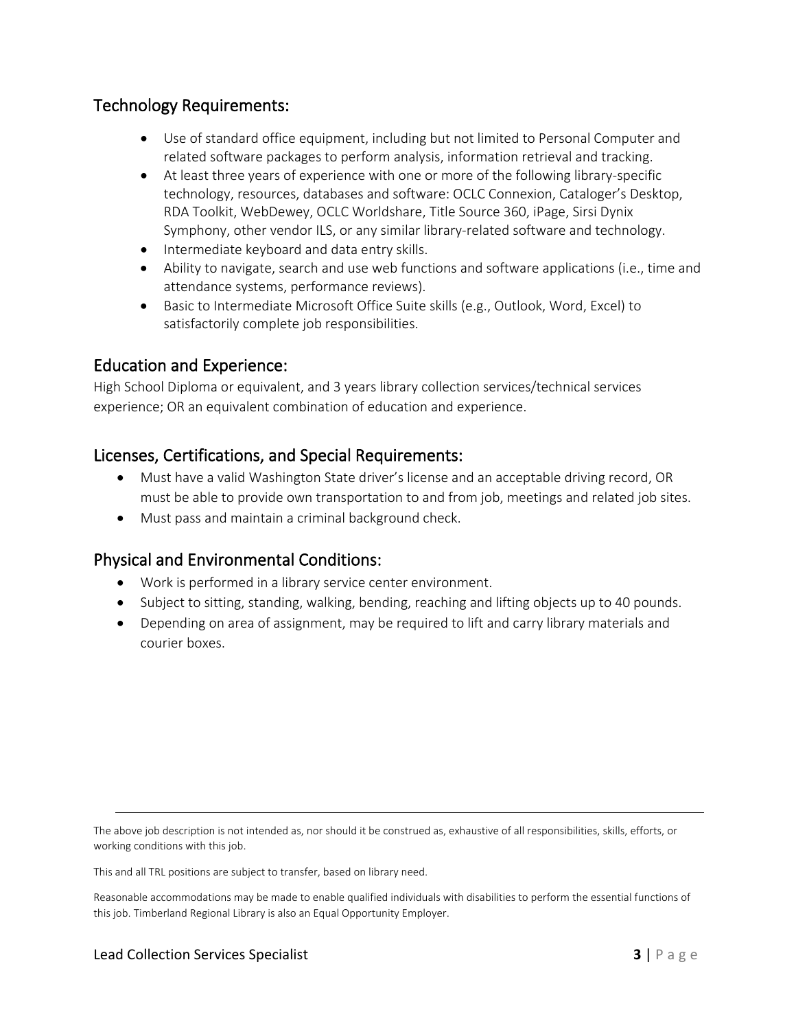## Technology Requirements:

- Use of standard office equipment, including but not limited to Personal Computer and related software packages to perform analysis, information retrieval and tracking.
- At least three years of experience with one or more of the following library-specific technology, resources, databases and software: OCLC Connexion, Cataloger's Desktop, RDA Toolkit, WebDewey, OCLC Worldshare, Title Source 360, iPage, Sirsi Dynix Symphony, other vendor ILS, or any similar library-related software and technology.
- Intermediate keyboard and data entry skills.
- Ability to navigate, search and use web functions and software applications (i.e., time and attendance systems, performance reviews).
- Basic to Intermediate Microsoft Office Suite skills (e.g., Outlook, Word, Excel) to satisfactorily complete job responsibilities.

## Education and Experience:

High School Diploma or equivalent, and 3 years library collection services/technical services experience; OR an equivalent combination of education and experience.

## Licenses, Certifications, and Special Requirements:

- Must have a valid Washington State driver's license and an acceptable driving record, OR must be able to provide own transportation to and from job, meetings and related job sites.
- Must pass and maintain a criminal background check.

## Physical and Environmental Conditions:

- Work is performed in a library service center environment.
- Subject to sitting, standing, walking, bending, reaching and lifting objects up to 40 pounds.
- Depending on area of assignment, may be required to lift and carry library materials and courier boxes.

---

The above job description is not intended as, nor should it be construed as, exhaustive of all responsibilities, skills, efforts, or working conditions with this job.

This and all TRL positions are subject to transfer, based on library need.

Reasonable accommodations may be made to enable qualified individuals with disabilities to perform the essential functions of this job. Timberland Regional Library is also an Equal Opportunity Employer.